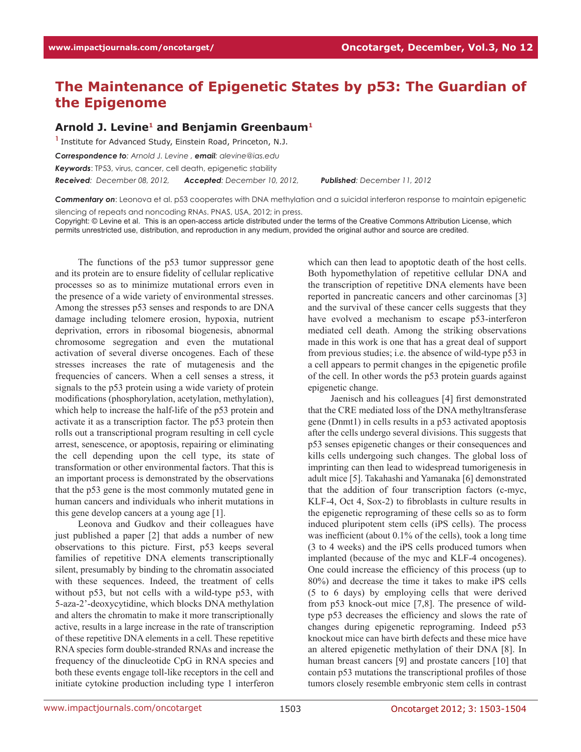# The Maintenance of Epigenetic States by p53: The Guardian of the Epigenome

**Arnold J. Levine[1] and Benjamin Greenbaum[1]**

[1] Institute for Advanced Study, Einstein Road, Princeton, N.J.

***Correspondence to**: Arnold J. Levine , **email**: alevine@ias.edu*

***Keywords**: TP53, virus, cancer, cell death, epigenetic stability*

***Received**: December 08, 2012,* ***Accepted**: December 10, 2012,* ***Published**: December 11, 2012*

***Commentary on**: Leonova et al. p53 cooperates with DNA methylation and a suicidal interferon response to maintain epigenetic silencing of repeats and noncoding RNAs. PNAS, USA, 2012; in press.*

Copyright: © Levine et al. This is an open-access article distributed under the terms of the Creative Commons Attribution License, which permits unrestricted use, distribution, and reproduction in any medium, provided the original author and source are credited.

The functions of the p53 tumor suppressor gene and its protein are to ensure fidelity of cellular replicative processes so as to minimize mutational errors even in the presence of a wide variety of environmental stresses. Among the stresses p53 senses and responds to are DNA damage including telomere erosion, hypoxia, nutrient deprivation, errors in ribosomal biogenesis, abnormal chromosome segregation and even the mutational activation of several diverse oncogenes. Each of these stresses increases the rate of mutagenesis and the frequencies of cancers. When a cell senses a stress, it signals to the p53 protein using a wide variety of protein modifications (phosphorylation, acetylation, methylation), which help to increase the half-life of the p53 protein and activate it as a transcription factor. The p53 protein then rolls out a transcriptional program resulting in cell cycle arrest, senescence, or apoptosis, repairing or eliminating the cell depending upon the cell type, its state of transformation or other environmental factors. That this is an important process is demonstrated by the observations that the p53 gene is the most commonly mutated gene in human cancers and individuals who inherit mutations in this gene develop cancers at a young age [1].

Leonova and Gudkov and their colleagues have just published a paper [2] that adds a number of new observations to this picture. First, p53 keeps several families of repetitive DNA elements transcriptionally silent, presumably by binding to the chromatin associated with these sequences. Indeed, the treatment of cells without p53, but not cells with a wild-type p53, with 5-aza-2'-deoxycytidine, which blocks DNA methylation and alters the chromatin to make it more transcriptionally active, results in a large increase in the rate of transcription of these repetitive DNA elements in a cell. These repetitive RNA species form double-stranded RNAs and increase the frequency of the dinucleotide CpG in RNA species and both these events engage toll-like receptors in the cell and initiate cytokine production including type 1 interferon which can then lead to apoptotic death of the host cells. Both hypomethylation of repetitive cellular DNA and the transcription of repetitive DNA elements have been reported in pancreatic cancers and other carcinomas [3] and the survival of these cancer cells suggests that they have evolved a mechanism to escape p53-interferon mediated cell death. Among the striking observations made in this work is one that has a great deal of support from previous studies; i.e. the absence of wild-type p53 in a cell appears to permit changes in the epigenetic profile of the cell. In other words the p53 protein guards against epigenetic change.

Jaenisch and his colleagues [4] first demonstrated that the CRE mediated loss of the DNA methyltransferase gene (Dnmt1) in cells results in a p53 activated apoptosis after the cells undergo several divisions. This suggests that p53 senses epigenetic changes or their consequences and kills cells undergoing such changes. The global loss of imprinting can then lead to widespread tumorigenesis in adult mice [5]. Takahashi and Yamanaka [6] demonstrated that the addition of four transcription factors (c-myc, KLF-4, Oct 4, Sox-2) to fibroblasts in culture results in the epigenetic reprograming of these cells so as to form induced pluripotent stem cells (iPS cells). The process was inefficient (about 0.1% of the cells), took a long time (3 to 4 weeks) and the iPS cells produced tumors when implanted (because of the myc and KLF-4 oncogenes). One could increase the efficiency of this process (up to 80%) and decrease the time it takes to make iPS cells (5 to 6 days) by employing cells that were derived from p53 knock-out mice [7,8]. The presence of wild-type p53 decreases the efficiency and slows the rate of changes during epigenetic reprograming. Indeed p53 knockout mice can have birth defects and these mice have an altered epigenetic methylation of their DNA [8]. In human breast cancers [9] and prostate cancers [10] that contain p53 mutations the transcriptional profiles of those tumors closely resemble embryonic stem cells in contrast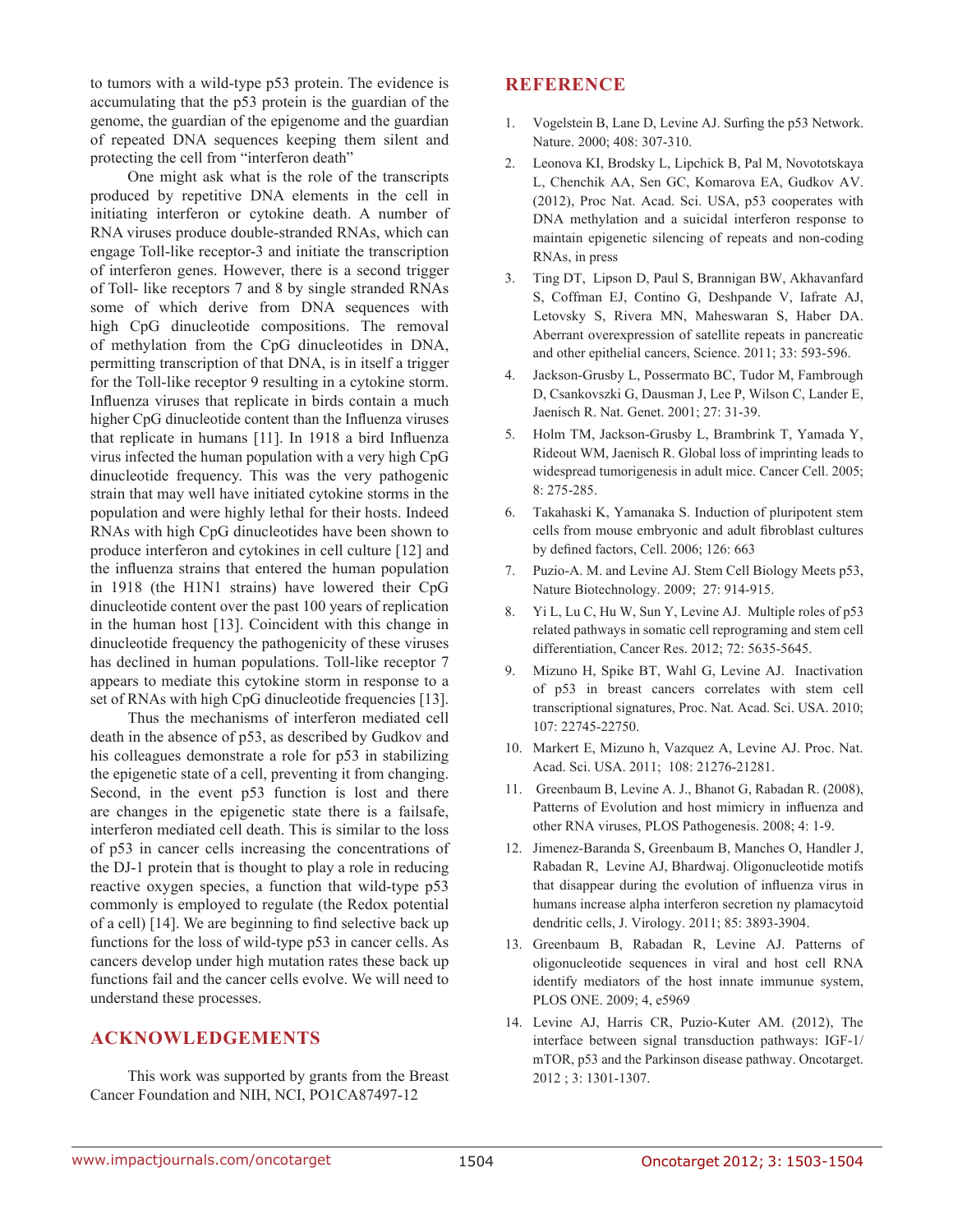to tumors with a wild-type p53 protein. The evidence is accumulating that the p53 protein is the guardian of the genome, the guardian of the epigenome and the guardian of repeated DNA sequences keeping them silent and protecting the cell from "interferon death"

One might ask what is the role of the transcripts produced by repetitive DNA elements in the cell in initiating interferon or cytokine death. A number of RNA viruses produce double-stranded RNAs, which can engage Toll-like receptor-3 and initiate the transcription of interferon genes. However, there is a second trigger of Toll- like receptors 7 and 8 by single stranded RNAs some of which derive from DNA sequences with high CpG dinucleotide compositions. The removal of methylation from the CpG dinucleotides in DNA, permitting transcription of that DNA, is in itself a trigger for the Toll-like receptor 9 resulting in a cytokine storm. Influenza viruses that replicate in birds contain a much higher CpG dinucleotide content than the Influenza viruses that replicate in humans [11]. In 1918 a bird Influenza virus infected the human population with a very high CpG dinucleotide frequency. This was the very pathogenic strain that may well have initiated cytokine storms in the population and were highly lethal for their hosts. Indeed RNAs with high CpG dinucleotides have been shown to produce interferon and cytokines in cell culture [12] and the influenza strains that entered the human population in 1918 (the H1N1 strains) have lowered their CpG dinucleotide content over the past 100 years of replication in the human host [13]. Coincident with this change in dinucleotide frequency the pathogenicity of these viruses has declined in human populations. Toll-like receptor 7 appears to mediate this cytokine storm in response to a set of RNAs with high CpG dinucleotide frequencies [13].

Thus the mechanisms of interferon mediated cell death in the absence of p53, as described by Gudkov and his colleagues demonstrate a role for p53 in stabilizing the epigenetic state of a cell, preventing it from changing. Second, in the event p53 function is lost and there are changes in the epigenetic state there is a failsafe, interferon mediated cell death. This is similar to the loss of p53 in cancer cells increasing the concentrations of the DJ-1 protein that is thought to play a role in reducing reactive oxygen species, a function that wild-type p53 commonly is employed to regulate (the Redox potential of a cell) [14]. We are beginning to find selective back up functions for the loss of wild-type p53 in cancer cells. As cancers develop under high mutation rates these back up functions fail and the cancer cells evolve. We will need to understand these processes.

## ACKNOWLEDGEMENTS

This work was supported by grants from the Breast Cancer Foundation and NIH, NCI, PO1CA87497-12

## REFERENCE

1. Vogelstein B, Lane D, Levine AJ. Surfing the p53 Network. Nature. 2000; 408: 307-310.
2. Leonova KI, Brodsky L, Lipchick B, Pal M, Novototskaya L, Chenchik AA, Sen GC, Komarova EA, Gudkov AV. (2012), Proc Nat. Acad. Sci. USA, p53 cooperates with DNA methylation and a suicidal interferon response to maintain epigenetic silencing of repeats and non-coding RNAs, in press
3. Ting DT, Lipson D, Paul S, Brannigan BW, Akhavanfard S, Coffman EJ, Contino G, Deshpande V, Iafrate AJ, Letovsky S, Rivera MN, Maheswaran S, Haber DA. Aberrant overexpression of satellite repeats in pancreatic and other epithelial cancers, Science. 2011; 33: 593-596.
4. Jackson-Grusby L, Possermato BC, Tudor M, Fambrough D, Csankovszki G, Dausman J, Lee P, Wilson C, Lander E, Jaenisch R. Nat. Genet. 2001; 27: 31-39.
5. Holm TM, Jackson-Grusby L, Brambrink T, Yamada Y, Rideout WM, Jaenisch R. Global loss of imprinting leads to widespread tumorigenesis in adult mice. Cancer Cell. 2005; 8: 275-285.
6. Takahaski K, Yamanaka S. Induction of pluripotent stem cells from mouse embryonic and adult fibroblast cultures by defined factors, Cell. 2006; 126: 663
7. Puzio-A. M. and Levine AJ. Stem Cell Biology Meets p53, Nature Biotechnology. 2009; 27: 914-915.
8. Yi L, Lu C, Hu W, Sun Y, Levine AJ. Multiple roles of p53 related pathways in somatic cell reprograming and stem cell differentiation, Cancer Res. 2012; 72: 5635-5645.
9. Mizuno H, Spike BT, Wahl G, Levine AJ. Inactivation of p53 in breast cancers correlates with stem cell transcriptional signatures, Proc. Nat. Acad. Sci. USA. 2010; 107: 22745-22750.
10. Markert E, Mizuno h, Vazquez A, Levine AJ. Proc. Nat. Acad. Sci. USA. 2011; 108: 21276-21281.
11. Greenbaum B, Levine A. J., Bhanot G, Rabadan R. (2008), Patterns of Evolution and host mimicry in influenza and other RNA viruses, PLOS Pathogenesis. 2008; 4: 1-9.
12. Jimenez-Baranda S, Greenbaum B, Manches O, Handler J, Rabadan R, Levine AJ, Bhardwaj. Oligonucleotide motifs that disappear during the evolution of influenza virus in humans increase alpha interferon secretion ny plamacytoid dendritic cells, J. Virology. 2011; 85: 3893-3904.
13. Greenbaum B, Rabadan R, Levine AJ. Patterns of oligonucleotide sequences in viral and host cell RNA identify mediators of the host innate immunue system, PLOS ONE. 2009; 4, e5969
14. Levine AJ, Harris CR, Puzio-Kuter AM. (2012), The interface between signal transduction pathways: IGF-1/mTOR, p53 and the Parkinson disease pathway. Oncotarget. 2012 ; 3: 1301-1307.